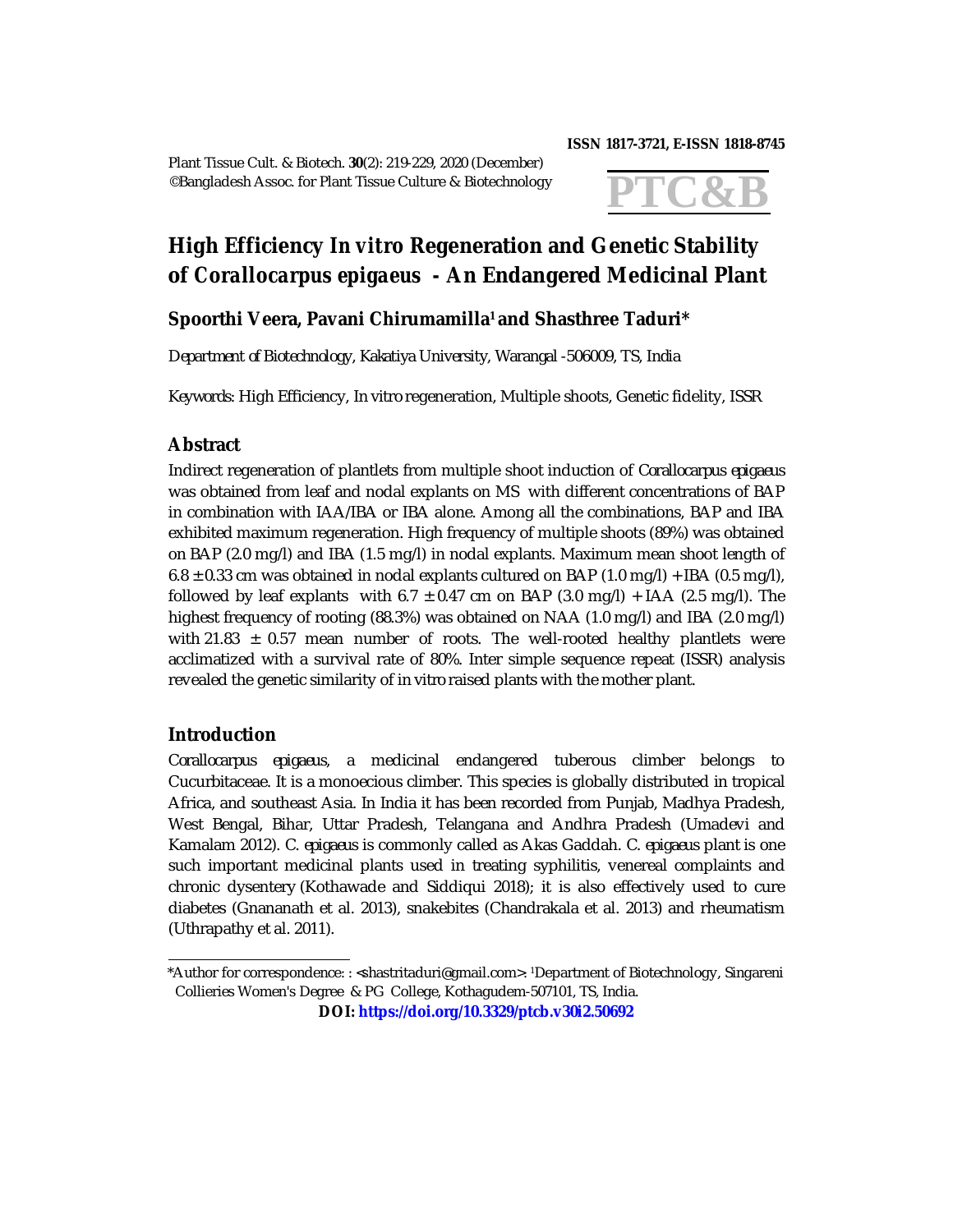# High Efficiency *In vitro* Regeneration and Genetic Stability of *Corallocarpus epigaeus* - An Endangered Medicinal Plant

**Spoorthi Veera, Pavani Chirumamilla[1] and Shasthree Taduri***

*Department of Biotechnology, Kakatiya University, Warangal -506009, TS, India*

*Keywords:* High Efficiency, *In vitro* regeneration, Multiple shoots, Genetic fidelity, ISSR

## Abstract

Indirect regeneration of plantlets from multiple shoot induction of *Corallocarpus epigaeus* was obtained from leaf and nodal explants on MS with different concentrations of BAP in combination with IAA/IBA or IBA alone. Among all the combinations, BAP and IBA exhibited maximum regeneration. High frequency of multiple shoots (89%) was obtained on BAP (2.0 mg/l) and IBA (1.5 mg/l) in nodal explants. Maximum mean shoot length of $6.8 \pm 0.33$ cm was obtained in nodal explants cultured on BAP (1.0 mg/l) + IBA (0.5 mg/l), followed by leaf explants with $6.7 \pm 0.47$ cm on BAP (3.0 mg/l) + IAA (2.5 mg/l). The highest frequency of rooting (88.3%) was obtained on NAA (1.0 mg/l) and IBA (2.0 mg/l) with $21.83 \pm 0.57$ mean number of roots. The well-rooted healthy plantlets were acclimatized with a survival rate of 80%. Inter simple sequence repeat (ISSR) analysis revealed the genetic similarity of *in vitro* raised plants with the mother plant.

## Introduction

*Corallocarpus epigaeus*, a medicinal endangered tuberous climber belongs to Cucurbitaceae. It is a monoecious climber. This species is globally distributed in tropical Africa, and southeast Asia. In India it has been recorded from Punjab, Madhya Pradesh, West Bengal, Bihar, Uttar Pradesh, Telangana and Andhra Pradesh (Umadevi and Kamalam 2012). *C. epigaeus* is commonly called as Akas Gaddah. *C. epigaeus* plant is one such important medicinal plants used in treating syphilitis, venereal complaints and chronic dysentery (Kothawade and Siddiqui 2018); it is also effectively used to cure diabetes (Gnananath et al. 2013), snakebites (Chandrakala et al. 2013) and rheumatism (Uthrapathy et al. 2011).

---

*Author for correspondence: : <shastritaduri@gmail.com>. [1]Department of Biotechnology, Singareni Collieries Women's Degree & PG College, Kothagudem-507101, TS, India.

**DOI: https://doi.org/10.3329/ptcb.v30i2.50692**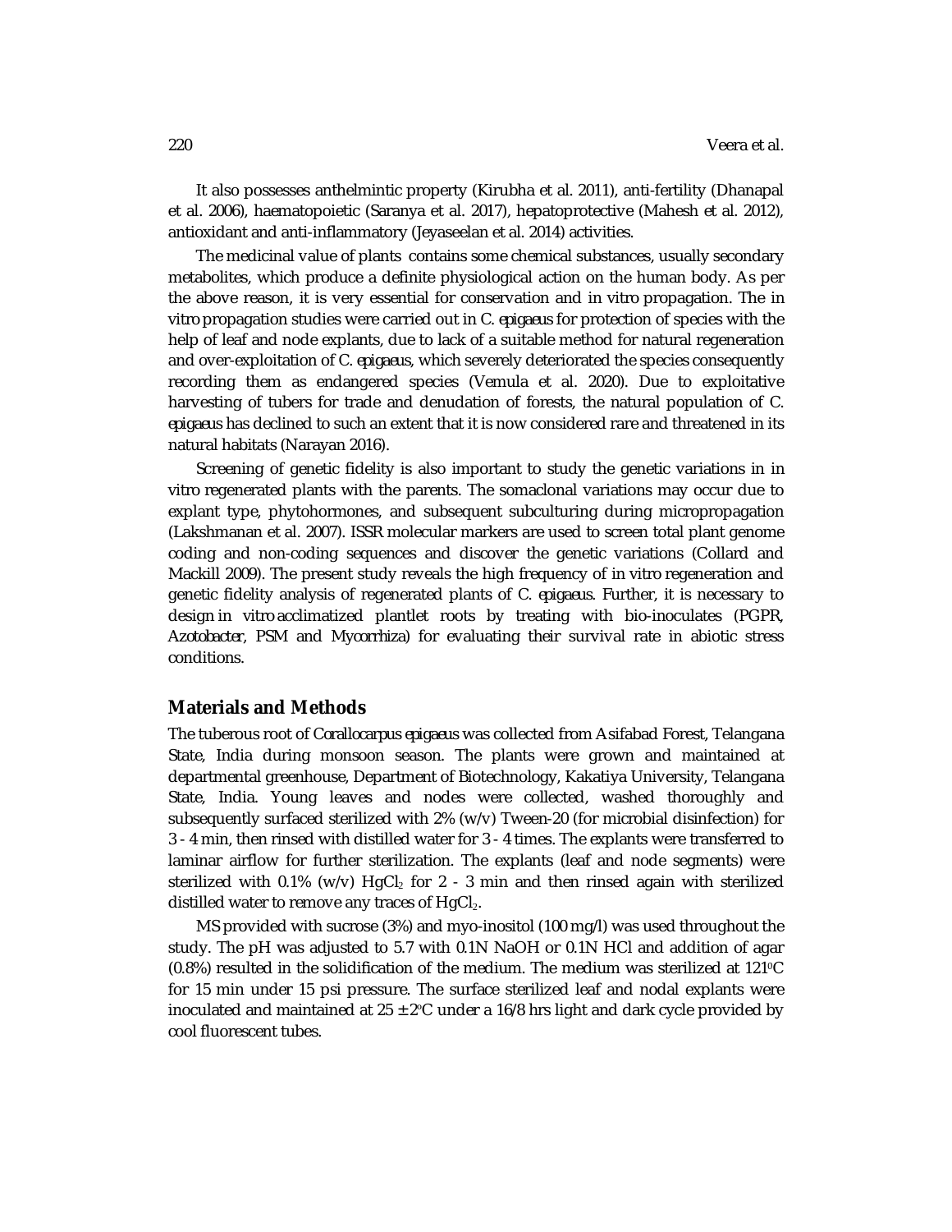It also possesses anthelmintic property (Kirubha et al. 2011), anti-fertility (Dhanapal et al. 2006), haematopoietic (Saranya et al. 2017), hepatoprotective (Mahesh et al. 2012), antioxidant and anti-inflammatory (Jeyaseelan et al. 2014) activities.

The medicinal value of plants contains some chemical substances, usually secondary metabolites, which produce a definite physiological action on the human body. As per the above reason, it is very essential for conservation and *in vitro* propagation. The *in vitro* propagation studies were carried out in *C. epigaeus* for protection of species with the help of leaf and node explants, due to lack of a suitable method for natural regeneration and over-exploitation of *C. epigaeus*, which severely deteriorated the species consequently recording them as endangered species (Vemula et al. 2020). Due to exploitative harvesting of tubers for trade and denudation of forests, the natural population of *C. epigaeus* has declined to such an extent that it is now considered rare and threatened in its natural habitats (Narayan 2016).

Screening of genetic fidelity is also important to study the genetic variations in *in vitro* regenerated plants with the parents. The somaclonal variations may occur due to explant type, phytohormones, and subsequent subculturing during micropropagation (Lakshmanan et al. 2007). ISSR molecular markers are used to screen total plant genome coding and non-coding sequences and discover the genetic variations (Collard and Mackill 2009). The present study reveals the high frequency of *in vitro* regeneration and genetic fidelity analysis of regenerated plants of *C. epigaeus*. Further, it is necessary to design *in vitro* acclimatized plantlet roots by treating with bio-inoculates (PGPR, *Azotobacter*, PSM and *Mycorrhiza*) for evaluating their survival rate in abiotic stress conditions.

## Materials and Methods

The tuberous root of *Corallocarpus epigaeus* was collected from Asifabad Forest, Telangana State, India during monsoon season. The plants were grown and maintained at departmental greenhouse, Department of Biotechnology, Kakatiya University, Telangana State, India. Young leaves and nodes were collected, washed thoroughly and subsequently surfaced sterilized with 2% (w/v) Tween-20 (for microbial disinfection) for 3 - 4 min, then rinsed with distilled water for 3 - 4 times. The explants were transferred to laminar airflow for further sterilization. The explants (leaf and node segments) were sterilized with 0.1% (w/v) $HgCl_2$ for 2 - 3 min and then rinsed again with sterilized distilled water to remove any traces of $HgCl_2$.

MS provided with sucrose (3%) and myo-inositol (100 mg/l) was used throughout the study. The pH was adjusted to 5.7 with 0.1N NaOH or 0.1N HCl and addition of agar (0.8%) resulted in the solidification of the medium. The medium was sterilized at 121$^0$C for 15 min under 15 psi pressure. The surface sterilized leaf and nodal explants were inoculated and maintained at 25 ± 2$^o$C under a 16/8 hrs light and dark cycle provided by cool fluorescent tubes.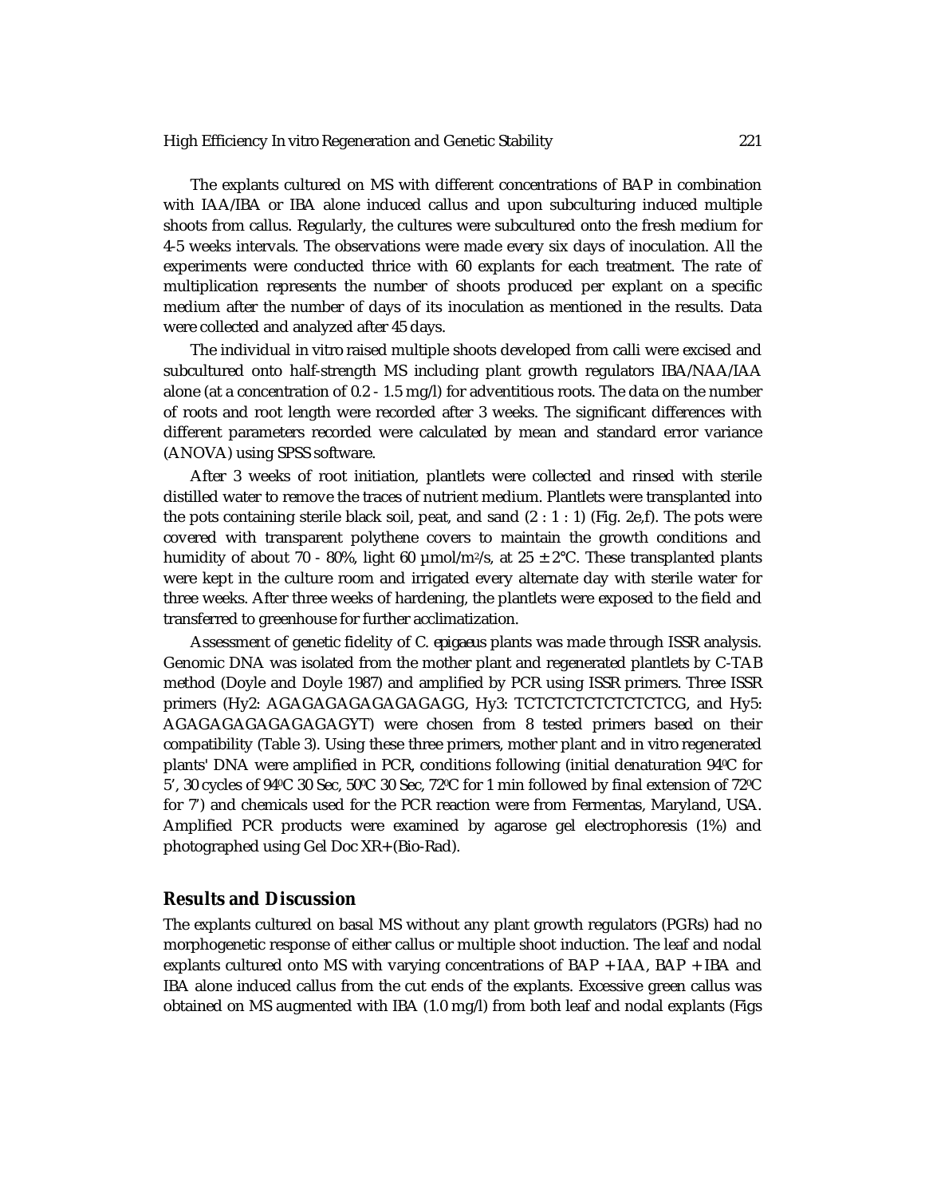The explants cultured on MS with different concentrations of BAP in combination with IAA/IBA or IBA alone induced callus and upon subculturing induced multiple shoots from callus. Regularly, the cultures were subcultured onto the fresh medium for 4-5 weeks intervals. The observations were made every six days of inoculation. All the experiments were conducted thrice with 60 explants for each treatment. The rate of multiplication represents the number of shoots produced per explant on a specific medium after the number of days of its inoculation as mentioned in the results. Data were collected and analyzed after 45 days.

The individual *in vitro* raised multiple shoots developed from calli were excised and subcultured onto half-strength MS including plant growth regulators IBA/NAA/IAA alone (at a concentration of 0.2 - 1.5 mg/l) for adventitious roots. The data on the number of roots and root length were recorded after 3 weeks. The significant differences with different parameters recorded were calculated by mean and standard error variance (ANOVA) using SPSS software.

After 3 weeks of root initiation, plantlets were collected and rinsed with sterile distilled water to remove the traces of nutrient medium. Plantlets were transplanted into the pots containing sterile black soil, peat, and sand (2 : 1 : 1) (Fig. 2e,f). The pots were covered with transparent polythene covers to maintain the growth conditions and humidity of about 70 - 80%, light 60 µmol/m$^2$/s, at 25 ± 2°C. These transplanted plants were kept in the culture room and irrigated every alternate day with sterile water for three weeks. After three weeks of hardening, the plantlets were exposed to the field and transferred to greenhouse for further acclimatization.

Assessment of genetic fidelity of *C. epigaeus* plants was made through ISSR analysis. Genomic DNA was isolated from the mother plant and regenerated plantlets by C-TAB method (Doyle and Doyle 1987) and amplified by PCR using ISSR primers. Three ISSR primers (Hy2: AGAGAGAGAGAGAGAGG, Hy3: TCTCTCTCTCTCTCTCG, and Hy5: AGAGAGAGAGAGAGAGYT) were chosen from 8 tested primers based on their compatibility (Table 3). Using these three primers, mother plant and *in vitro* regenerated plants' DNA were amplified in PCR, conditions following (initial denaturation 94°C for 5′, 30 cycles of 94°C 30 Sec, 50°C 30 Sec, 72°C for 1 min followed by final extension of 72°C for 7′) and chemicals used for the PCR reaction were from Fermentas, Maryland, USA. Amplified PCR products were examined by agarose gel electrophoresis (1%) and photographed using Gel Doc XR+ (Bio-Rad).

## Results and Discussion

The explants cultured on basal MS without any plant growth regulators (PGRs) had no morphogenetic response of either callus or multiple shoot induction. The leaf and nodal explants cultured onto MS with varying concentrations of BAP + IAA, BAP + IBA and IBA alone induced callus from the cut ends of the explants. Excessive green callus was obtained on MS augmented with IBA (1.0 mg/l) from both leaf and nodal explants (Figs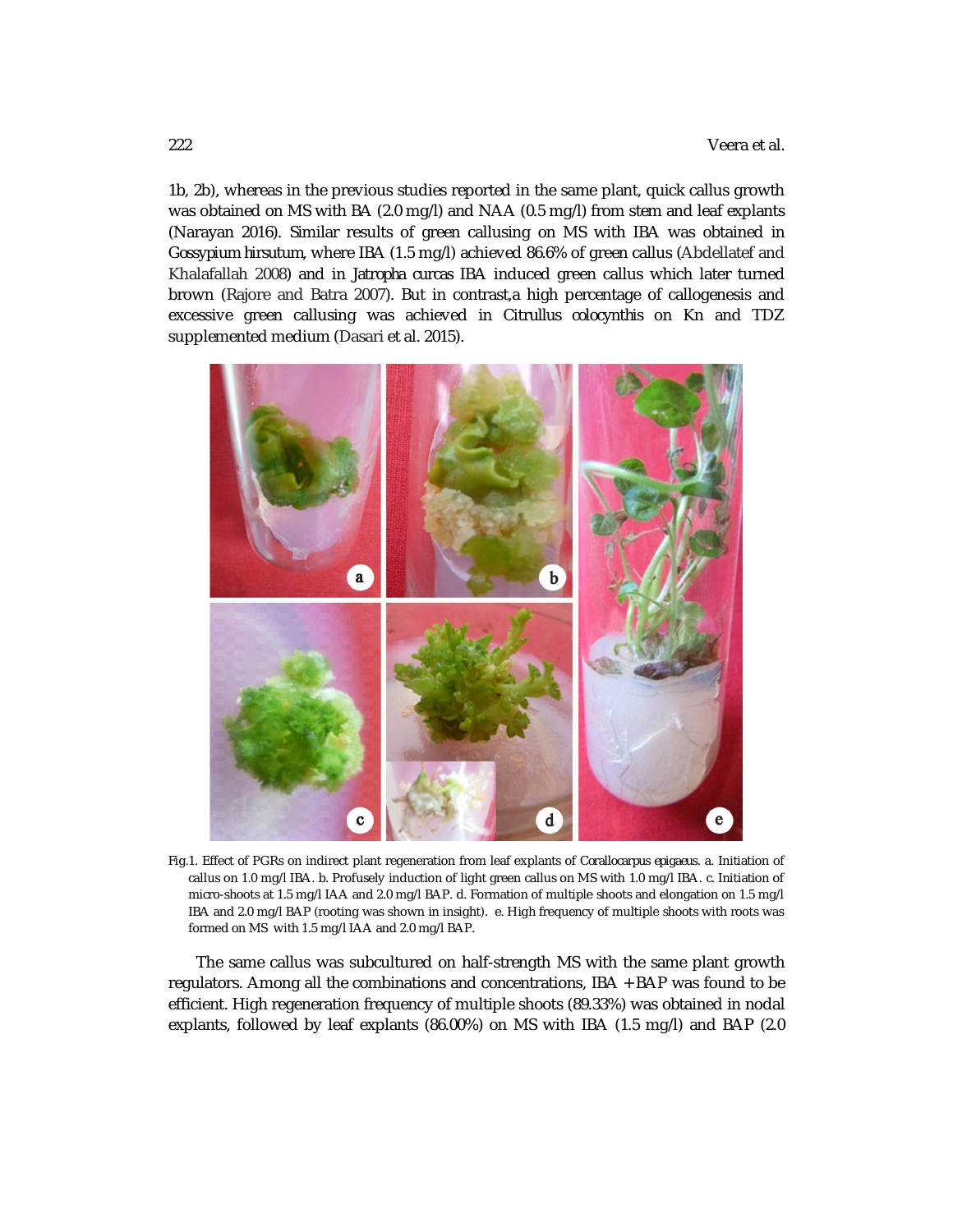1b, 2b), whereas in the previous studies reported in the same plant, quick callus growth was obtained on MS with BA (2.0 mg/l) and NAA (0.5 mg/l) from stem and leaf explants (Narayan 2016). Similar results of green callusing on MS with IBA was obtained in *Gossypium hirsutum*, where IBA (1.5 mg/l) achieved 86.6% of green callus (Abdellatef and Khalafallah 2008) and in *Jatropha curcas* IBA induced green callus which later turned brown (Rajore and Batra 2007). But in contrast,a high percentage of callogenesis and excessive green callusing was achieved in *Citrullus colocynthis* on Kn and TDZ supplemented medium (Dasari et al. 2015).

Fig.1. Effect of PGRs on indirect plant regeneration from leaf explants of *Corallocarpus epigaeus*. a. Initiation of callus on 1.0 mg/l IBA. b. Profusely induction of light green callus on MS with 1.0 mg/l IBA. c. Initiation of micro-shoots at 1.5 mg/l IAA and 2.0 mg/l BAP. d. Formation of multiple shoots and elongation on 1.5 mg/l IBA and 2.0 mg/l BAP (rooting was shown in insight). e. High frequency of multiple shoots with roots was formed on MS with 1.5 mg/l IAA and 2.0 mg/l BAP.

The same callus was subcultured on half-strength MS with the same plant growth regulators. Among all the combinations and concentrations, IBA + BAP was found to be efficient. High regeneration frequency of multiple shoots (89.33%) was obtained in nodal explants, followed by leaf explants (86.00%) on MS with IBA (1.5 mg/l) and BAP (2.0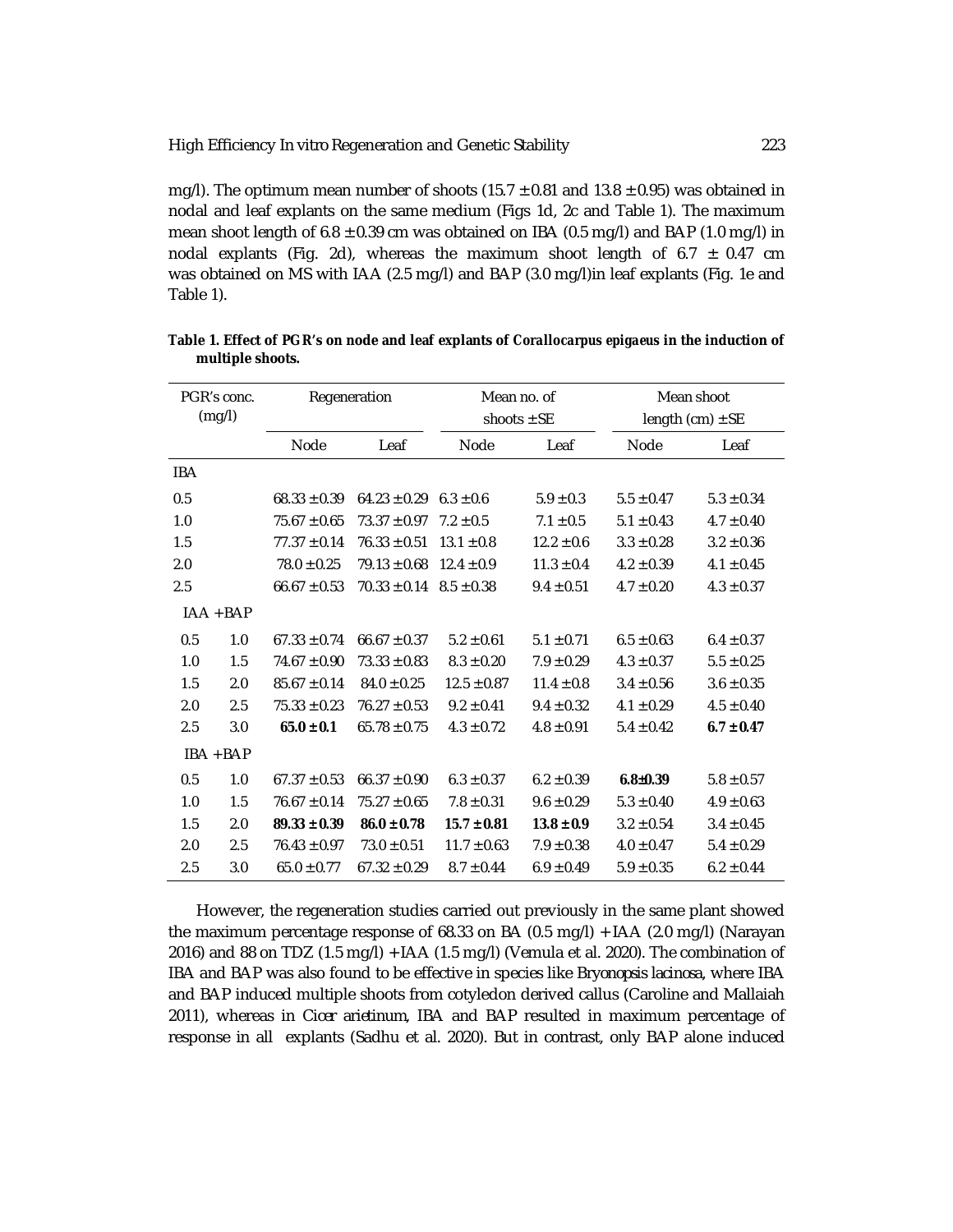mg/l). The optimum mean number of shoots (15.7 ± 0.81 and 13.8 ± 0.95) was obtained in nodal and leaf explants on the same medium (Figs 1d, 2c and Table 1). The maximum mean shoot length of 6.8 ± 0.39 cm was obtained on IBA (0.5 mg/l) and BAP (1.0 mg/l) in nodal explants (Fig. 2d), whereas the maximum shoot length of 6.7 ± 0.47 cm was obtained on MS with IAA (2.5 mg/l) and BAP (3.0 mg/l)in leaf explants (Fig. 1e and Table 1).

**Table 1. Effect of PGR's on node and leaf explants of *Corallocarpus epigaeus* in the induction of multiple shoots.**

| PGR's conc. (mg/l) | | Regeneration | | Mean no. of shoots ± SE | | Mean shoot length (cm) ± SE | |
|---|---|---|---|---|---|---|---|
| | | Node | Leaf | Node | Leaf | Node | Leaf |
| IBA | | | | | | | |
| 0.5 | | 68.33 ± 0.39 | 64.23 ± 0.29 | 6.3 ± 0.6 | 5.9 ± 0.3 | 5.5 ± 0.47 | 5.3 ± 0.34 |
| 1.0 | | 75.67 ± 0.65 | 73.37 ± 0.97 | 7.2 ± 0.5 | 7.1 ± 0.5 | 5.1 ± 0.43 | 4.7 ± 0.40 |
| 1.5 | | 77.37 ± 0.14 | 76.33 ± 0.51 | 13.1 ± 0.8 | 12.2 ± 0.6 | 3.3 ± 0.28 | 3.2 ± 0.36 |
| 2.0 | | 78.0 ± 0.25 | 79.13 ± 0.68 | 12.4 ± 0.9 | 11.3 ± 0.4 | 4.2 ± 0.39 | 4.1 ± 0.45 |
| 2.5 | | 66.67 ± 0.53 | 70.33 ± 0.14 | 8.5 ± 0.38 | 9.4 ± 0.51 | 4.7 ± 0.20 | 4.3 ± 0.37 |
| IAA + BAP | | | | | | | |
| 0.5 | 1.0 | 67.33 ± 0.74 | 66.67 ± 0.37 | 5.2 ± 0.61 | 5.1 ± 0.71 | 6.5 ± 0.63 | 6.4 ± 0.37 |
| 1.0 | 1.5 | 74.67 ± 0.90 | 73.33 ± 0.83 | 8.3 ± 0.20 | 7.9 ± 0.29 | 4.3 ± 0.37 | 5.5 ± 0.25 |
| 1.5 | 2.0 | 85.67 ± 0.14 | 84.0 ± 0.25 | 12.5 ± 0.87 | 11.4 ± 0.8 | 3.4 ± 0.56 | 3.6 ± 0.35 |
| 2.0 | 2.5 | 75.33 ± 0.23 | 76.27 ± 0.53 | 9.2 ± 0.41 | 9.4 ± 0.32 | 4.1 ± 0.29 | 4.5 ± 0.40 |
| 2.5 | 3.0 | **65.0 ± 0.1** | 65.78 ± 0.75 | 4.3 ± 0.72 | 4.8 ± 0.91 | 5.4 ± 0.42 | **6.7 ± 0.47** |
| IBA + BAP | | | | | | | |
| 0.5 | 1.0 | 67.37 ± 0.53 | 66.37 ± 0.90 | 6.3 ± 0.37 | 6.2 ± 0.39 | **6.8±0.39** | 5.8 ± 0.57 |
| 1.0 | 1.5 | 76.67 ± 0.14 | 75.27 ± 0.65 | 7.8 ± 0.31 | 9.6 ± 0.29 | 5.3 ± 0.40 | 4.9 ± 0.63 |
| 1.5 | 2.0 | **89.33 ± 0.39** | **86.0 ± 0.78** | **15.7 ± 0.81** | **13.8 ± 0.9** | 3.2 ± 0.54 | 3.4 ± 0.45 |
| 2.0 | 2.5 | 76.43 ± 0.97 | 73.0 ± 0.51 | 11.7 ± 0.63 | 7.9 ± 0.38 | 4.0 ± 0.47 | 5.4 ± 0.29 |
| 2.5 | 3.0 | 65.0 ± 0.77 | 67.32 ± 0.29 | 8.7 ± 0.44 | 6.9 ± 0.49 | 5.9 ± 0.35 | 6.2 ± 0.44 |

However, the regeneration studies carried out previously in the same plant showed the maximum percentage response of 68.33 on BA (0.5 mg/l) + IAA (2.0 mg/l) (Narayan 2016) and 88 on TDZ (1.5 mg/l) + IAA (1.5 mg/l) (Vemula et al. 2020). The combination of IBA and BAP was also found to be effective in species like *Bryonopsis lacinosa*, where IBA and BAP induced multiple shoots from cotyledon derived callus (Caroline and Mallaiah 2011), whereas in *Cicer arietinum*, IBA and BAP resulted in maximum percentage of response in all explants (Sadhu et al. 2020). But in contrast, only BAP alone induced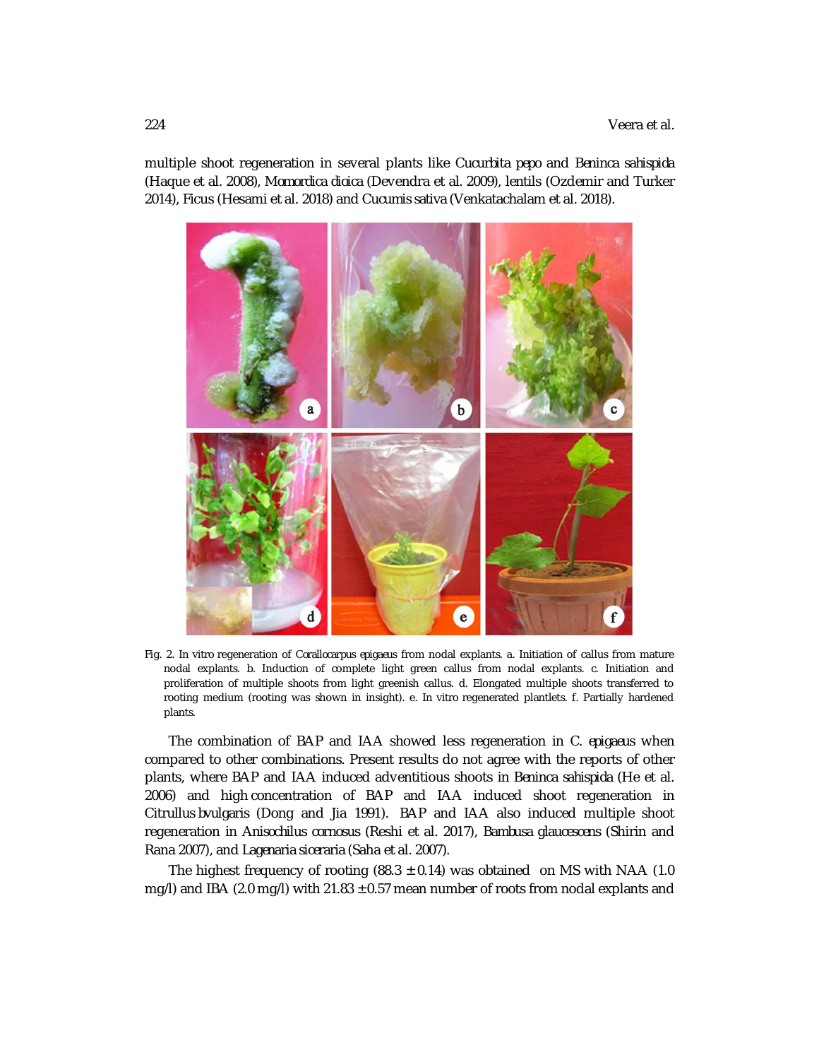multiple shoot regeneration in several plants like *Cucurbita pepo* and *Beninca sahispida* (Haque et al. 2008), *Momordica dioica* (Devendra et al. 2009), lentils (Ozdemir and Turker 2014), Ficus (Hesami et al. 2018) and *Cucumis sativa* (Venkatachalam et al. 2018).

Fig. 2. In vitro regeneration of *Corallocarpus epigaeus* from nodal explants. a. Initiation of callus from mature nodal explants. b. Induction of complete light green callus from nodal explants. c. Initiation and proliferation of multiple shoots from light greenish callus. d. Elongated multiple shoots transferred to rooting medium (rooting was shown in insight). e. In vitro regenerated plantlets. f. Partially hardened plants.

The combination of BAP and IAA showed less regeneration in *C. epigaeus* when compared to other combinations. Present results do not agree with the reports of other plants, where BAP and IAA induced adventitious shoots in *Beninca sahispida* (He et al. 2006) and high concentration of BAP and IAA induced shoot regeneration in *Citrullus bvulgaris* (Dong and Jia 1991). BAP and IAA also induced multiple shoot regeneration in *Anisochilus cornosus* (Reshi et al. 2017), *Bambusa glaucescens* (Shirin and Rana 2007), and *Lagenaria siceraria* (Saha et al. 2007).

The highest frequency of rooting (88.3 ± 0.14) was obtained on MS with NAA (1.0 mg/l) and IBA (2.0 mg/l) with 21.83 ± 0.57 mean number of roots from nodal explants and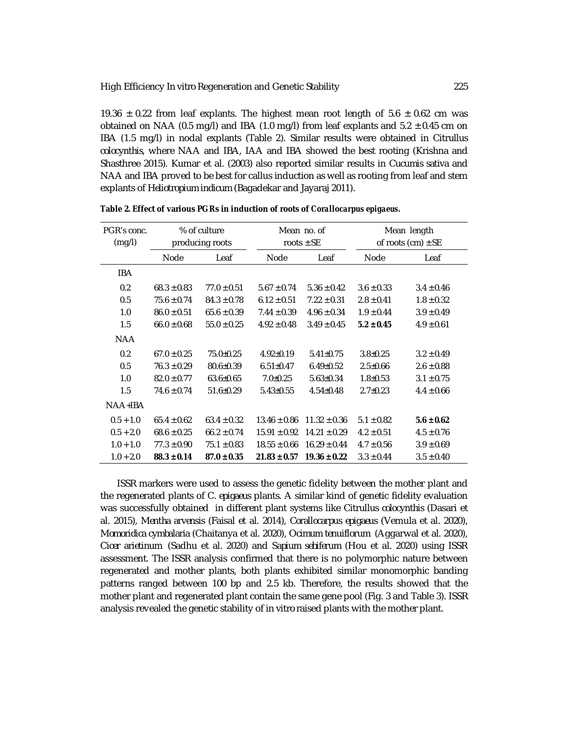19.36 ± 0.22 from leaf explants. The highest mean root length of 5.6 ± 0.62 cm was obtained on NAA (0.5 mg/l) and IBA (1.0 mg/l) from leaf explants and 5.2 ± 0.45 cm on IBA (1.5 mg/l) in nodal explants (Table 2). Similar results were obtained in *Citrullus colocynthis*, where NAA and IBA, IAA and IBA showed the best rooting (Krishna and Shasthree 2015). Kumar et al. (2003) also reported similar results in *Cucumis sativa* and NAA and IBA proved to be best for callus induction as well as rooting from leaf and stem explants of *Heliotropium indicum* (Bagadekar and Jayaraj 2011).

**Table 2. Effect of various PGRs in induction of roots of *Corallocarpus epigaeus*.**

| PGR's conc. (mg/l) | % of culture producing roots | | Mean no. of roots ± SE | | Mean length of roots (cm) ± SE | |
|---|---|---|---|---|---|---|
| | Node | Leaf | Node | Leaf | Node | Leaf |
| IBA | | | | | | |
| 0.2 | 68.3 ± 0.83 | 77.0 ± 0.51 | 5.67 ± 0.74 | 5.36 ± 0.42 | 3.6 ± 0.33 | 3.4 ± 0.46 |
| 0.5 | 75.6 ± 0.74 | 84.3 ± 0.78 | 6.12 ± 0.51 | 7.22 ± 0.31 | 2.8 ± 0.41 | 1.8 ± 0.32 |
| 1.0 | 86.0 ± 0.51 | 65.6 ± 0.39 | 7.44 ± 0.39 | 4.96 ± 0.34 | 1.9 ± 0.44 | 3.9 ± 0.49 |
| 1.5 | 66.0 ± 0.68 | 55.0 ± 0.25 | 4.92 ± 0.48 | 3.49 ± 0.45 | **5.2 ± 0.45** | 4.9 ± 0.61 |
| NAA | | | | | | |
| 0.2 | 67.0 ± 0.25 | 75.0±0.25 | 4.92±0.19 | 5.41±0.75 | 3.8±0.25 | 3.2 ± 0.49 |
| 0.5 | 76.3 ± 0.29 | 80.6±0.39 | 6.51±0.47 | 6.49±0.52 | 2.5±0.66 | 2.6 ± 0.88 |
| 1.0 | 82.0 ± 0.77 | 63.6±0.65 | 7.0±0.25 | 5.63±0.34 | 1.8±0.53 | 3.1 ± 0.75 |
| 1.5 | 74.6 ± 0.74 | 51.6±0.29 | 5.43±0.55 | 4.54±0.48 | 2.7±0.23 | 4.4 ± 0.66 |
| NAA+IBA | | | | | | |
| 0.5 + 1.0 | 65.4 ± 0.62 | 63.4 ± 0.32 | 13.46 ± 0.86 | 11.32 ± 0.36 | 5.1 ± 0.82 | **5.6 ± 0.62** |
| 0.5 + 2.0 | 68.6 ± 0.25 | 66.2 ± 0.74 | 15.91 ± 0.92 | 14.21 ± 0.29 | 4.2 ± 0.51 | 4.5 ± 0.76 |
| 1.0 + 1.0 | 77.3 ± 0.90 | 75.1 ± 0.83 | 18.55 ± 0.66 | 16.29 ± 0.44 | 4.7 ± 0.56 | 3.9 ± 0.69 |
| 1.0 + 2.0 | **88.3 ± 0.14** | **87.0 ± 0.35** | **21.83 ± 0.57** | **19.36 ± 0.22** | 3.3 ± 0.44 | 3.5 ± 0.40 |

ISSR markers were used to assess the genetic fidelity between the mother plant and the regenerated plants of *C. epigaeus* plants. A similar kind of genetic fidelity evaluation was successfully obtained in different plant systems like *Citrullus colocynthis* (Dasari et al. 2015), *Mentha arvensis* (Faisal et al. 2014), *Corallocarpus epigaeus* (Vemula et al. 2020), *Momoridica cymbalaria* (Chaitanya et al. 2020), *Ocimum tenuiflorum* (Aggarwal et al. 2020), *Cicer arietinum* (Sadhu et al. 2020) and *Sapium sebiferum* (Hou et al. 2020) using ISSR assessment. The ISSR analysis confirmed that there is no polymorphic nature between regenerated and mother plants, both plants exhibited similar monomorphic banding patterns ranged between 100 bp and 2.5 kb. Therefore, the results showed that the mother plant and regenerated plant contain the same gene pool (Fig. 3 and Table 3). ISSR analysis revealed the genetic stability of *in vitro* raised plants with the mother plant.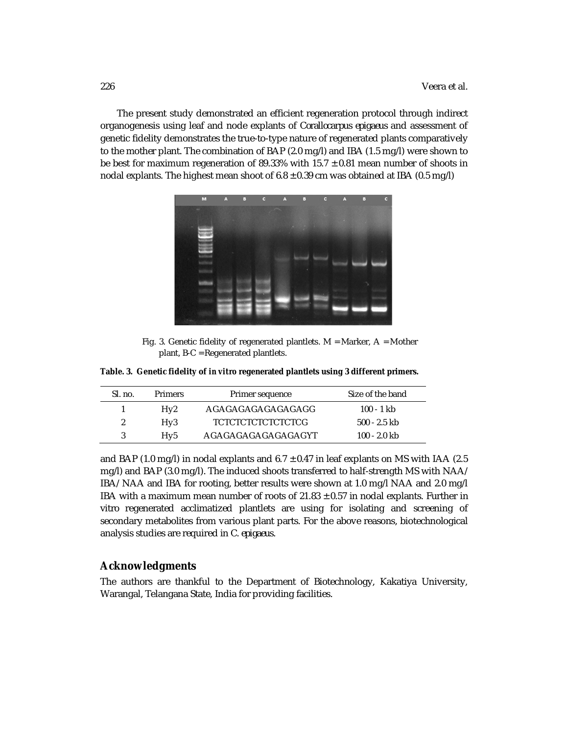The present study demonstrated an efficient regeneration protocol through indirect organogenesis using leaf and node explants of *Corallocarpus epigaeus* and assessment of genetic fidelity demonstrates the true-to-type nature of regenerated plants comparatively to the mother plant. The combination of BAP (2.0 mg/l) and IBA (1.5 mg/l) were shown to be best for maximum regeneration of 89.33% with 15.7 ± 0.81 mean number of shoots in nodal explants. The highest mean shoot of 6.8 ± 0.39 cm was obtained at IBA (0.5 mg/l)

Fig. 3. Genetic fidelity of regenerated plantlets. M = Marker, A = Mother plant, B-C = Regenerated plantlets.

**Table. 3. Genetic fidelity of *in vitro* regenerated plantlets using 3 different primers.**

| Sl. no. | Primers | Primer sequence | Size of the band |
|---|---|---|---|
| 1 | Hy2 | AGAGAGAGAGAGAGAGG | 100 - 1 kb |
| 2 | Hy3 | TCTCTCTCTCTCTCTCG | 500 - 2.5 kb |
| 3 | Hy5 | AGAGAGAGAGAGAGAGYT | 100 - 2.0 kb |

and BAP (1.0 mg/l) in nodal explants and 6.7 ± 0.47 in leaf explants on MS with IAA (2.5 mg/l) and BAP (3.0 mg/l). The induced shoots transferred to half-strength MS with NAA/ IBA/NAA and IBA for rooting, better results were shown at 1.0 mg/l NAA and 2.0 mg/l IBA with a maximum mean number of roots of 21.83 ± 0.57 in nodal explants. Further in vitro regenerated acclimatized plantlets are using for isolating and screening of secondary metabolites from various plant parts. For the above reasons, biotechnological analysis studies are required in *C. epigaeus*.

## Acknowledgments

The authors are thankful to the Department of Biotechnology, Kakatiya University, Warangal, Telangana State, India for providing facilities.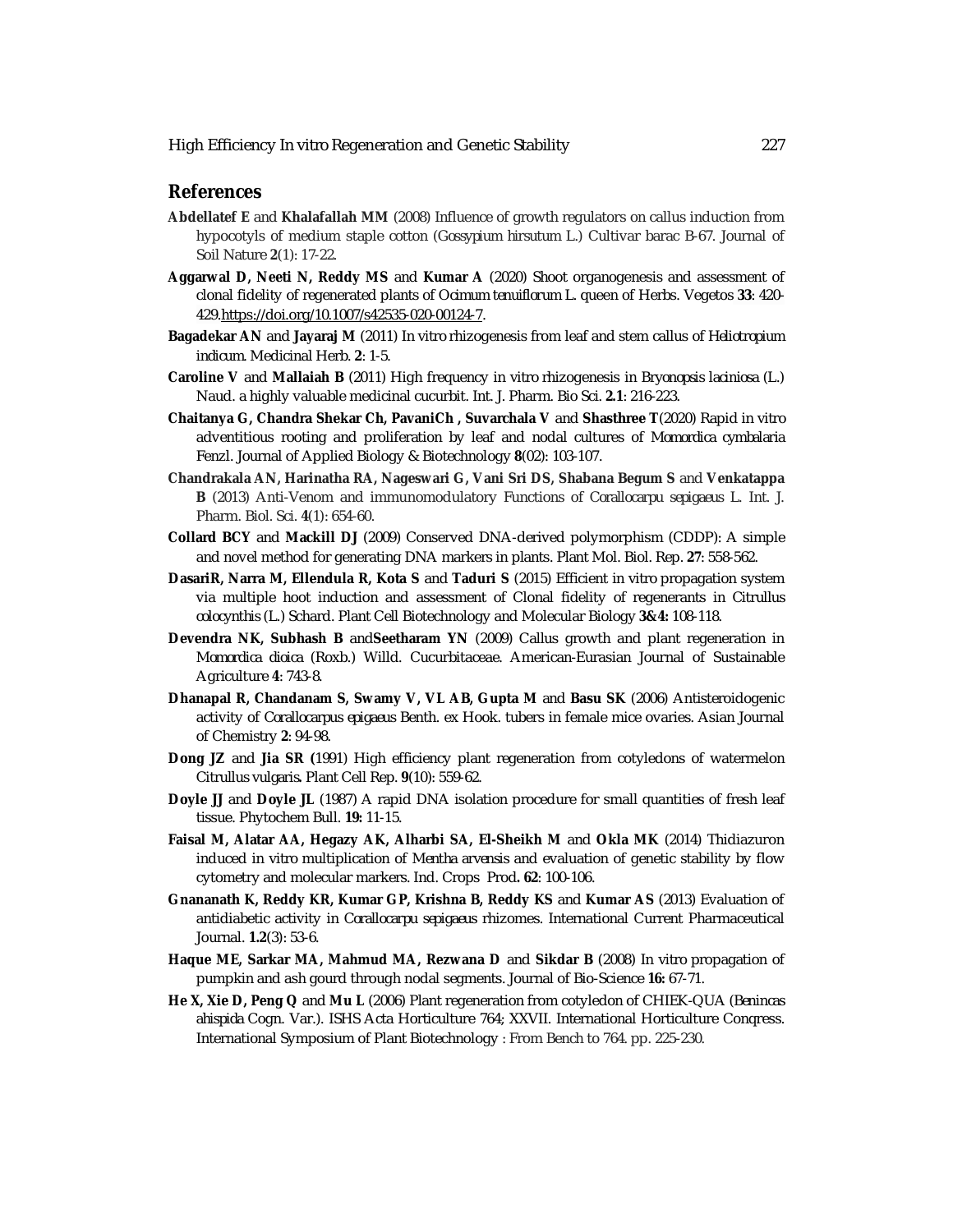## References

**Abdellatef E** and **Khalafallah MM** (2008) Influence of growth regulators on callus induction from hypocotyls of medium staple cotton (*Gossypium hirsutum* L.) Cultivar barac B-67. Journal of Soil Nature **2**(1): 17-22.

**Aggarwal D, Neeti N, Reddy MS** and **Kumar A** (2020) Shoot organogenesis and assessment of clonal fidelity of regenerated plants of *Ocimum tenuiflorum* L. queen of Herbs. Vegetos **33**: 420-429.https://doi.org/10.1007/s42535-020-00124-7.

**Bagadekar AN** and **Jayaraj M** (2011) In vitro rhizogenesis from leaf and stem callus of *Heliotropium indicum*. Medicinal Herb. **2**: 1-5.

**Caroline V** and **Mallaiah B** (2011) High frequency in vitro rhizogenesis in *Bryonopsis laciniosa* (L.) Naud. a highly valuable medicinal cucurbit. Int. J. Pharm. Bio Sci. **2.1**: 216-223.

**Chaitanya G, Chandra Shekar Ch, PavaniCh , Suvarchala V** and **Shasthree T**(2020) Rapid in vitro adventitious rooting and proliferation by leaf and nodal cultures of *Momordica cymbalaria* Fenzl. Journal of Applied Biology & Biotechnology **8**(02): 103-107.

**Chandrakala AN, Harinatha RA, Nageswari G, Vani Sri DS, Shabana Begum S** and **Venkatappa B** (2013) Anti-Venom and immunomodulatory Functions of *Corallocarpu sepigaeus* L. Int. J. Pharm. Biol. Sci. **4**(1): 654-60.

**Collard BCY** and **Mackill DJ** (2009) Conserved DNA-derived polymorphism (CDDP): A simple and novel method for generating DNA markers in plants. Plant Mol. Biol. Rep. **27**: 558-562.

**DasariR, Narra M, Ellendula R, Kota S** and **Taduri S** (2015) Efficient in vitro propagation system via multiple hoot induction and assessment of Clonal fidelity of regenerants in Citrullus *colocynthis* (L.) Schard. Plant Cell Biotechnology and Molecular Biology **3&4:** 108-118.

**Devendra NK, Subhash B** and**Seetharam YN** (2009) Callus growth and plant regeneration in *Momordica dioica* (Roxb.) Willd. Cucurbitaceae. American-Eurasian Journal of Sustainable Agriculture **4**: 743-8.

**Dhanapal R, Chandanam S, Swamy V, VL AB, Gupta M** and **Basu SK** (2006) Antisteroidogenic activity of *Corallocarpus epigaeus* Benth. ex Hook. tubers in female mice ovaries. Asian Journal of Chemistry **2**: 94-98.

**Dong JZ** and **Jia SR (**1991) High efficiency plant regeneration from cotyledons of watermelon *Citrullus vulgaris*. Plant Cell Rep. **9**(10): 559-62.

**Doyle JJ** and **Doyle JL** (1987) A rapid DNA isolation procedure for small quantities of fresh leaf tissue. Phytochem Bull. **19:** 11-15.

**Faisal M, Alatar AA, Hegazy AK, Alharbi SA, El-Sheikh M** and **Okla MK** (2014) Thidiazuron induced in vitro multiplication of *Mentha arvensis* and evaluation of genetic stability by flow cytometry and molecular markers. Ind. Crops Prod**. 62**: 100-106.

**Gnananath K, Reddy KR, Kumar GP, Krishna B, Reddy KS** and **Kumar AS** (2013) Evaluation of antidiabetic activity in *Corallocarpu sepigaeus* rhizomes. International Current Pharmaceutical Journal. **1.2**(3): 53-6.

**Haque ME, Sarkar MA, Mahmud MA, Rezwana D** and **Sikdar B** (2008) In vitro propagation of pumpkin and ash gourd through nodal segments. Journal of Bio-Science **16:** 67-71.

**He X, Xie D, Peng Q** and **Mu L** (2006) Plant regeneration from cotyledon of CHIEK-QUA (*Benincas ahispida* Cogn. Var.). ISHS Acta Horticulture 764; XXVII. International Horticulture Conqress. International Symposium of Plant Biotechnology : From Bench to 764. pp. 225-230.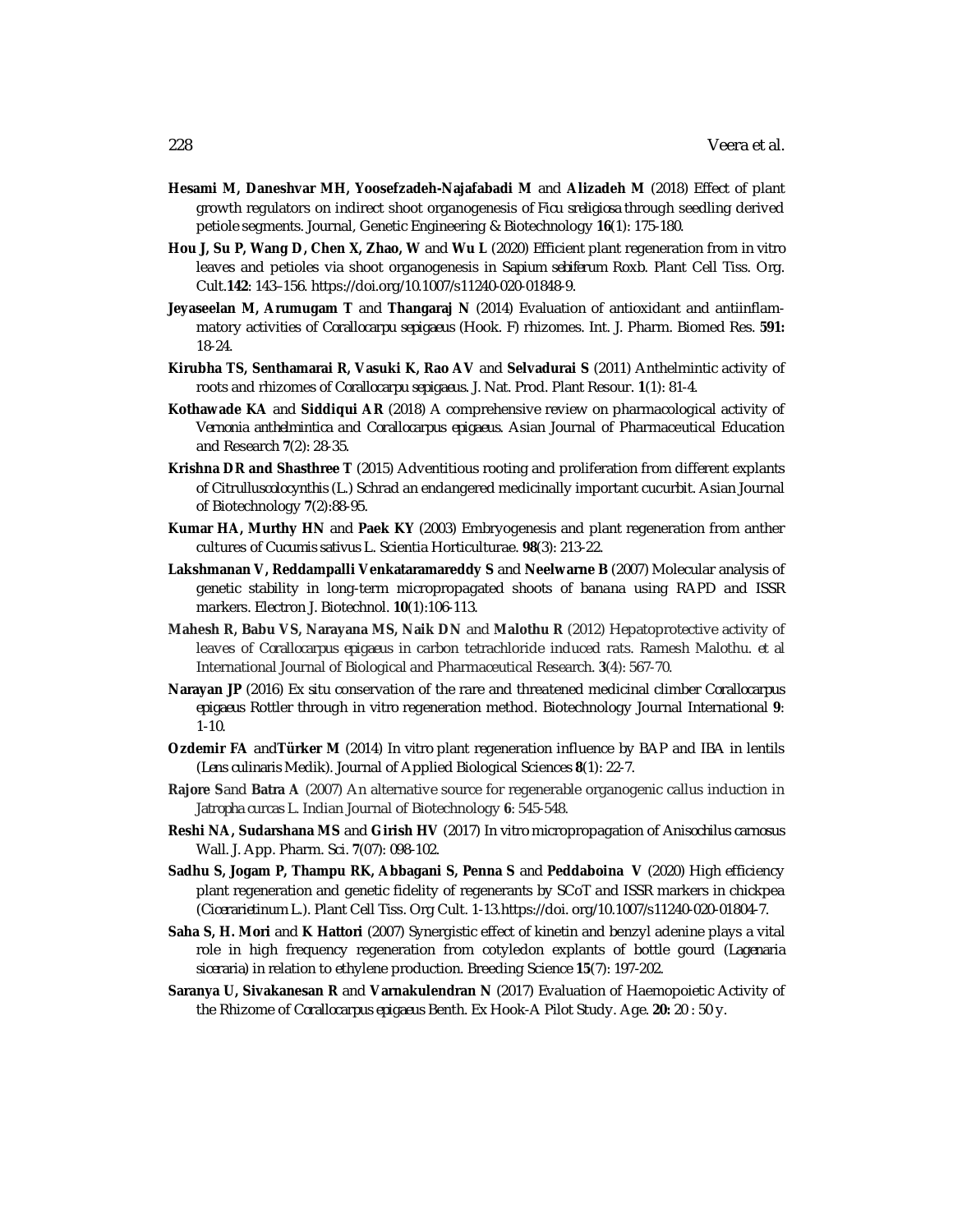**Hesami M, Daneshvar MH, Yoosefzadeh-Najafabadi M** and **Alizadeh M** (2018) Effect of plant growth regulators on indirect shoot organogenesis of *Ficu sreligiosa* through seedling derived petiole segments. Journal, Genetic Engineering & Biotechnology **16**(1): 175-180.

**Hou J, Su P, Wang D, Chen X, Zhao, W** and **Wu L** (2020) Efficient plant regeneration from in vitro leaves and petioles via shoot organogenesis in *Sapium sebiferum* Roxb. Plant Cell Tiss. Org. Cult.**142**: 143–156. https://doi.org/10.1007/s11240-020-01848-9.

**Jeyaseelan M, Arumugam T** and **Thangaraj N** (2014) Evaluation of antioxidant and antiinflammatory activities of *Corallocarpu sepigaeus* (Hook. F) rhizomes. Int. J. Pharm. Biomed Res. **591:** 18-24.

**Kirubha TS, Senthamarai R, Vasuki K, Rao AV** and **Selvadurai S** (2011) Anthelmintic activity of roots and rhizomes of *Corallocarpu sepigaeus*. J. Nat. Prod. Plant Resour. **1**(1): 81-4.

**Kothawade KA** and **Siddiqui AR** (2018) A comprehensive review on pharmacological activity of *Vernonia anthelmintica* and *Corallocarpus epigaeus*. Asian Journal of Pharmaceutical Education and Research **7**(2): 28-35.

**Krishna DR and Shasthree T** (2015) Adventitious rooting and proliferation from different explants of Citrulluscolocynthis (L.) Schrad an endangered medicinally important cucurbit. Asian Journal of Biotechnology **7**(2):88-95.

**Kumar HA, Murthy HN** and **Paek KY** (2003) Embryogenesis and plant regeneration from anther cultures of Cucumis sativus L. Scientia Horticulturae. **98**(3): 213-22.

**Lakshmanan V, Reddampalli Venkataramareddy S** and **Neelwarne B** (2007) Molecular analysis of genetic stability in long-term micropropagated shoots of banana using RAPD and ISSR markers. Electron J. Biotechnol. **10**(1):106-113.

**Mahesh R, Babu VS, Narayana MS, Naik DN** and **Malothu R** (2012) Hepatoprotective activity of leaves of *Corallocarpus epigaeus* in carbon tetrachloride induced rats. Ramesh Malothu. *et al* International Journal of Biological and Pharmaceutical Research. **3**(4): 567-70.

**Narayan JP** (2016) Ex situ conservation of the rare and threatened medicinal climber *Corallocarpus epigaeus* Rottler through in vitro regeneration method. Biotechnology Journal International **9**: 1-10.

**Ozdemir FA** and**Türker M** (2014) In vitro plant regeneration influence by BAP and IBA in lentils (*Lens culinaris* Medik). Journal of Applied Biological Sciences **8**(1): 22-7.

**Rajore S**and **Batra A** (2007) An alternative source for regenerable organogenic callus induction in *Jatropha curcas* L. Indian Journal of Biotechnology **6**: 545-548.

**Reshi NA, Sudarshana MS** and **Girish HV** (2017) In vitro micropropagation of *Anisochilus carnosus* Wall. J. App. Pharm. Sci. **7**(07): 098-102.

**Sadhu S, Jogam P, Thampu RK, Abbagani S, Penna S** and **Peddaboina V** (2020) High efficiency plant regeneration and genetic fidelity of regenerants by SCoT and ISSR markers in chickpea (*Cicerarietinum* L.). Plant Cell Tiss. Org Cult. 1-13.https://doi. org/10.1007/s11240-020-01804-7.

**Saha S, H. Mori** and **K Hattori** (2007) Synergistic effect of kinetin and benzyl adenine plays a vital role in high frequency regeneration from cotyledon explants of bottle gourd (*Lagenaria siceraria*) in relation to ethylene production. Breeding Science **15**(7): 197-202.

**Saranya U, Sivakanesan R** and **Varnakulendran N** (2017) Evaluation of Haemopoietic Activity of the Rhizome of *Corallocarpus epigaeus* Benth. Ex Hook-A Pilot Study. Age. **20:** 20 : 50 y.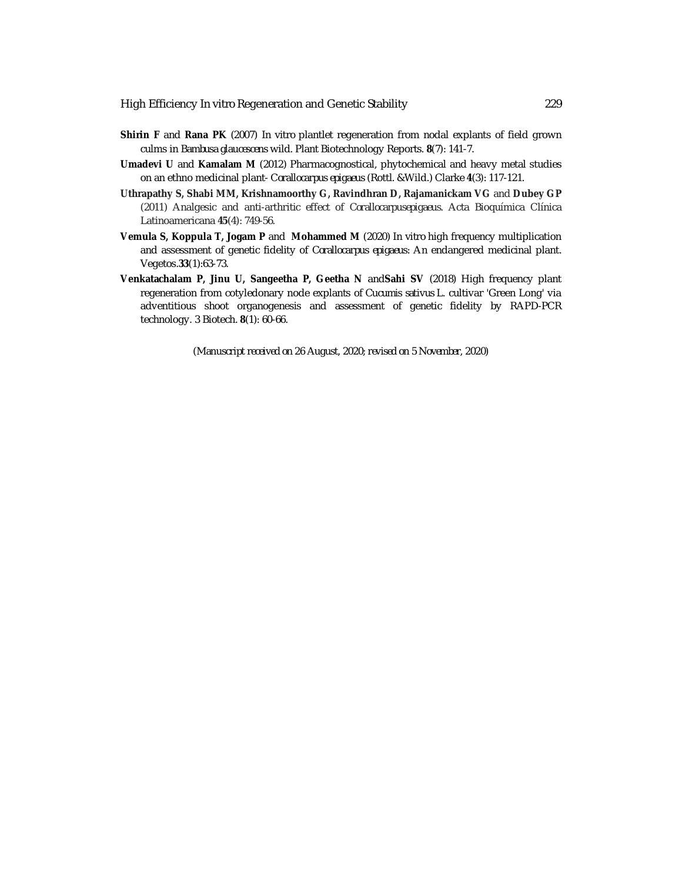**Shirin F** and **Rana PK** (2007) In vitro plantlet regeneration from nodal explants of field grown culms in *Bambusa glaucescens* wild. Plant Biotechnology Reports. **8**(7): 141-7.

**Umadevi U** and **Kamalam M** (2012) Pharmacognostical, phytochemical and heavy metal studies on an ethno medicinal plant- *Corallocarpus epigaeus* (Rottl. &Wild.) Clarke **4**(3): 117-121.

**Uthrapathy S, Shabi MM, Krishnamoorthy G, Ravindhran D, Rajamanickam VG** and **Dubey GP** (2011) Analgesic and anti-arthritic effect of *Corallocarpusepigaeus*. Acta Bioquímica Clínica Latinoamericana **45**(4): 749-56.

**Vemula S, Koppula T, Jogam P** and **Mohammed M** (2020) In vitro high frequency multiplication and assessment of genetic fidelity of *Corallocarpus epigaeus*: An endangered medicinal plant. Vegetos.**33**(1):63-73.

**Venkatachalam P, Jinu U, Sangeetha P, Geetha N** and**Sahi SV** (2018) High frequency plant regeneration from cotyledonary node explants of *Cucumis sativus* L. cultivar 'Green Long' via adventitious shoot organogenesis and assessment of genetic fidelity by RAPD-PCR technology. 3 Biotech. **8**(1): 60-66.

*(Manuscript received on 26 August, 2020; revised on 5 November, 2020)*